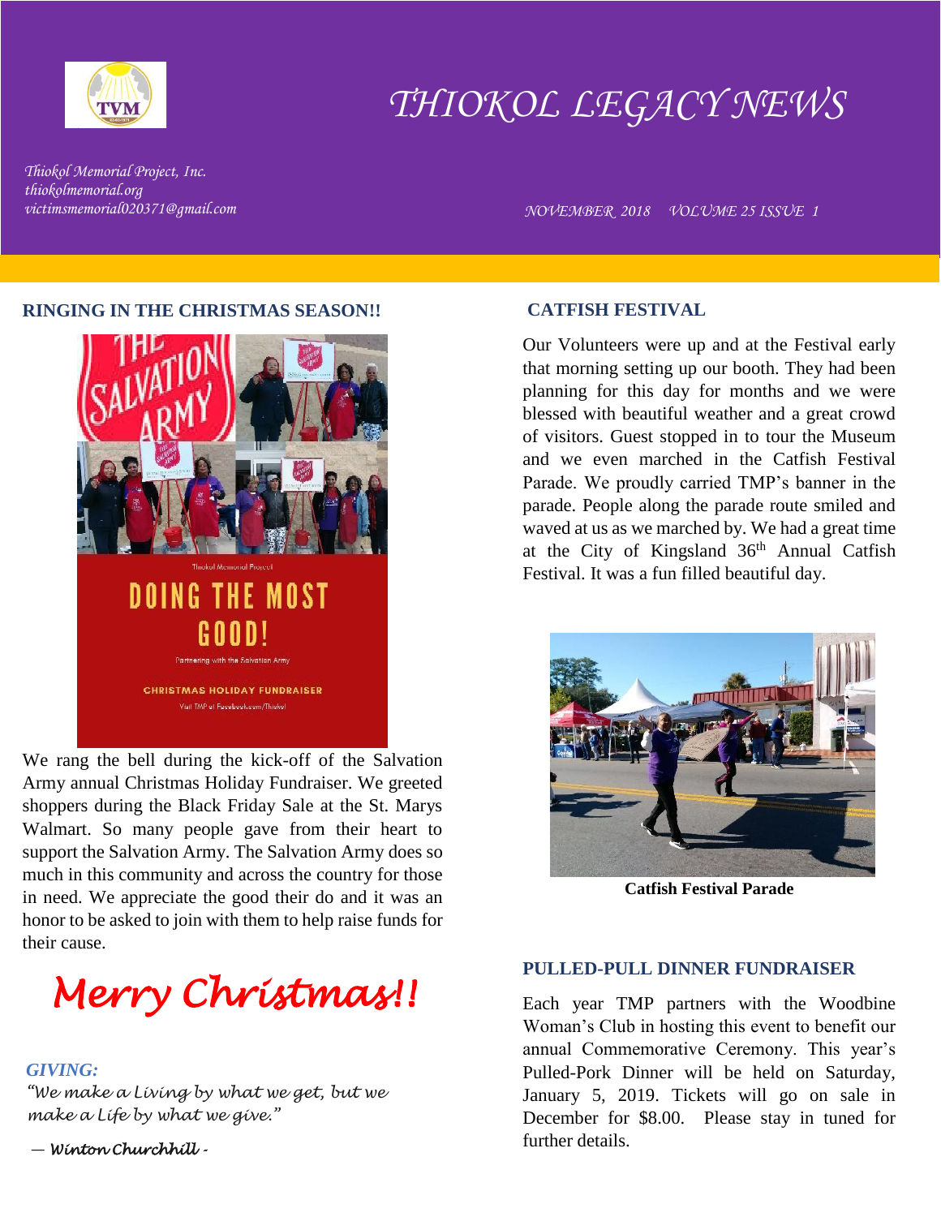# THIOKOL LEGACY NEWS

*Thiokol Memorial Project, Inc.*
*thiokolmemorial.org*
*victimsmemorial020371@gmail.com*

*NOVEMBER 2018 VOLUME 25 ISSUE 1*

## RINGING IN THE CHRISTMAS SEASON!!

Thiokol Memorial Project

DOING THE MOST GOOD!

Partnering with the Salvation Army

CHRISTMAS HOLIDAY FUNDRAISER

Visit TMP at Facebook.com/Thiokol

We rang the bell during the kick-off of the Salvation Army annual Christmas Holiday Fundraiser. We greeted shoppers during the Black Friday Sale at the St. Marys Walmart. So many people gave from their heart to support the Salvation Army. The Salvation Army does so much in this community and across the country for those in need. We appreciate the good their do and it was an honor to be asked to join with them to help raise funds for their cause.

*Merry Christmas!!*

***GIVING:***

*"We make a Living by what we get, but we make a Life by what we give."*

*— Winton Churchhill -*

## CATFISH FESTIVAL

Our Volunteers were up and at the Festival early that morning setting up our booth. They had been planning for this day for months and we were blessed with beautiful weather and a great crowd of visitors. Guest stopped in to tour the Museum and we even marched in the Catfish Festival Parade. We proudly carried TMP's banner in the parade. People along the parade route smiled and waved at us as we marched by. We had a great time at the City of Kingsland 36th Annual Catfish Festival. It was a fun filled beautiful day.

**Catfish Festival Parade**

## PULLED-PULL DINNER FUNDRAISER

Each year TMP partners with the Woodbine Woman's Club in hosting this event to benefit our annual Commemorative Ceremony. This year's Pulled-Pork Dinner will be held on Saturday, January 5, 2019. Tickets will go on sale in December for $8.00. Please stay in tuned for further details.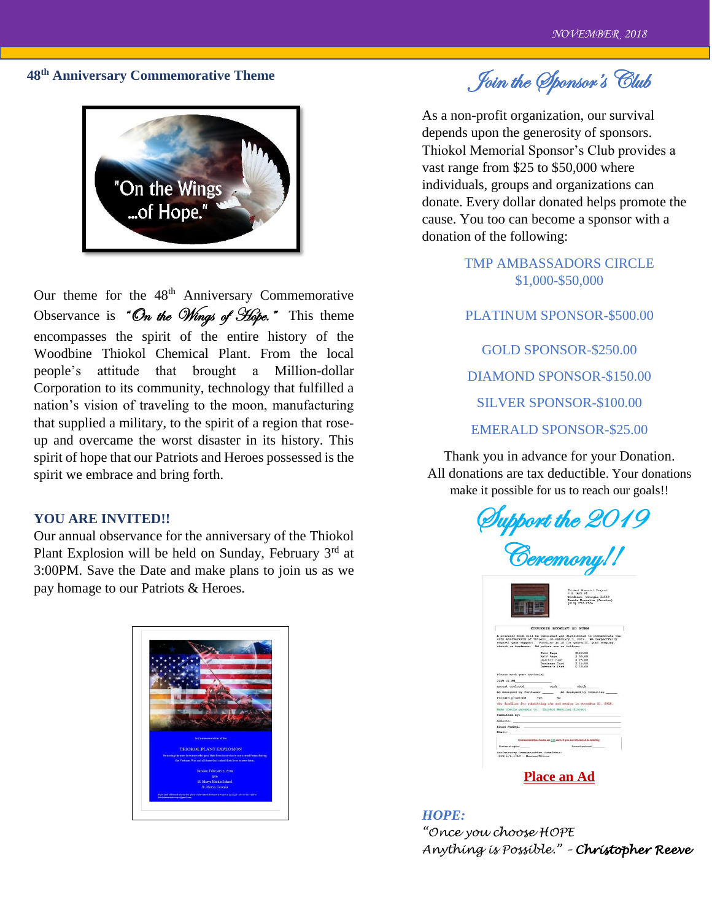## 48th Anniversary Commemorative Theme

Our theme for the 48th Anniversary Commemorative Observance is *"On the Wings of Hope."* This theme encompasses the spirit of the entire history of the Woodbine Thiokol Chemical Plant. From the local people's attitude that brought a Million-dollar Corporation to its community, technology that fulfilled a nation's vision of traveling to the moon, manufacturing that supplied a military, to the spirit of a region that rose-up and overcame the worst disaster in its history. This spirit of hope that our Patriots and Heroes possessed is the spirit we embrace and bring forth.

### YOU ARE INVITED!!

Our annual observance for the anniversary of the Thiokol Plant Explosion will be held on Sunday, February 3rd at 3:00PM. Save the Date and make plans to join us as we pay homage to our Patriots & Heroes.

## *Join the Sponsor's Club*

As a non-profit organization, our survival depends upon the generosity of sponsors. Thiokol Memorial Sponsor's Club provides a vast range from $25 to $50,000 where individuals, groups and organizations can donate. Every dollar donated helps promote the cause. You too can become a sponsor with a donation of the following:

TMP AMBASSADORS CIRCLE
$1,000-$50,000

PLATINUM SPONSOR-$500.00

GOLD SPONSOR-$250.00

DIAMOND SPONSOR-$150.00

SILVER SPONSOR-$100.00

EMERALD SPONSOR-$25.00

Thank you in advance for your Donation.
All donations are tax deductible. Your donations make it possible for us to reach our goals!!

## *Support the 2019 Ceremony!!*

**Place an Ad**

***HOPE:***

*"Once you choose HOPE Anything is Possible."* – ***Christopher Reeve***